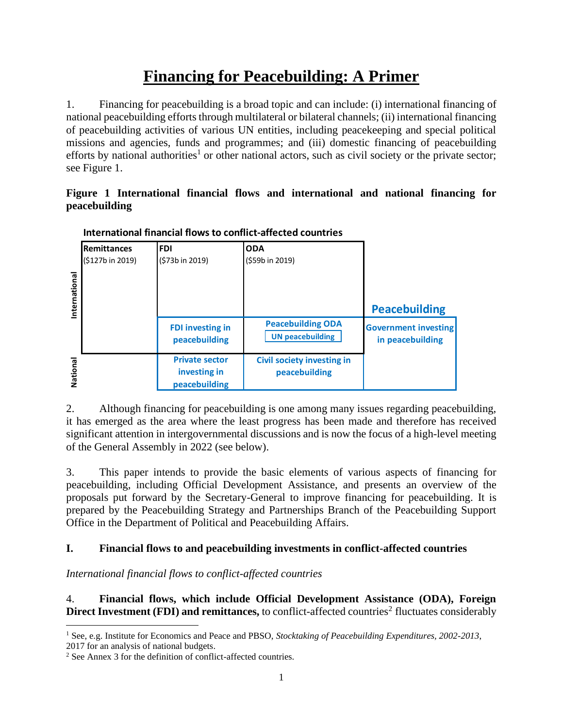# Financing for Peacebuilding: A Primer

1. Financing for peacebuilding is a broad topic and can include: (i) international financing of national peacebuilding efforts through multilateral or bilateral channels; (ii) international financing of peacebuilding activities of various UN entities, including peacekeeping and special political missions and agencies, funds and programmes; and (iii) domestic financing of peacebuilding efforts by national authorities[1] or other national actors, such as civil society or the private sector; see Figure 1.

**Figure 1 International financial flows and international and national financing for peacebuilding**

**International financial flows to conflict-affected countries**

| | Remittances ($127b in 2019) | FDI ($73b in 2019) | ODA ($59b in 2019) | Peacebuilding |
|---|---|---|---|---|
| International | | FDI investing in peacebuilding | Peacebuilding ODA / UN peacebuilding | Government investing in peacebuilding |
| National | | Private sector investing in peacebuilding | Civil society investing in peacebuilding | |

2. Although financing for peacebuilding is one among many issues regarding peacebuilding, it has emerged as the area where the least progress has been made and therefore has received significant attention in intergovernmental discussions and is now the focus of a high-level meeting of the General Assembly in 2022 (see below).

3. This paper intends to provide the basic elements of various aspects of financing for peacebuilding, including Official Development Assistance, and presents an overview of the proposals put forward by the Secretary-General to improve financing for peacebuilding. It is prepared by the Peacebuilding Strategy and Partnerships Branch of the Peacebuilding Support Office in the Department of Political and Peacebuilding Affairs.

## I. Financial flows to and peacebuilding investments in conflict-affected countries

*International financial flows to conflict-affected countries*

4. **Financial flows, which include Official Development Assistance (ODA), Foreign Direct Investment (FDI) and remittances,** to conflict-affected countries[2] fluctuates considerably

[1] See, e.g. Institute for Economics and Peace and PBSO, *Stocktaking of Peacebuilding Expenditures, 2002-2013*, 2017 for an analysis of national budgets.

[2] See Annex 3 for the definition of conflict-affected countries.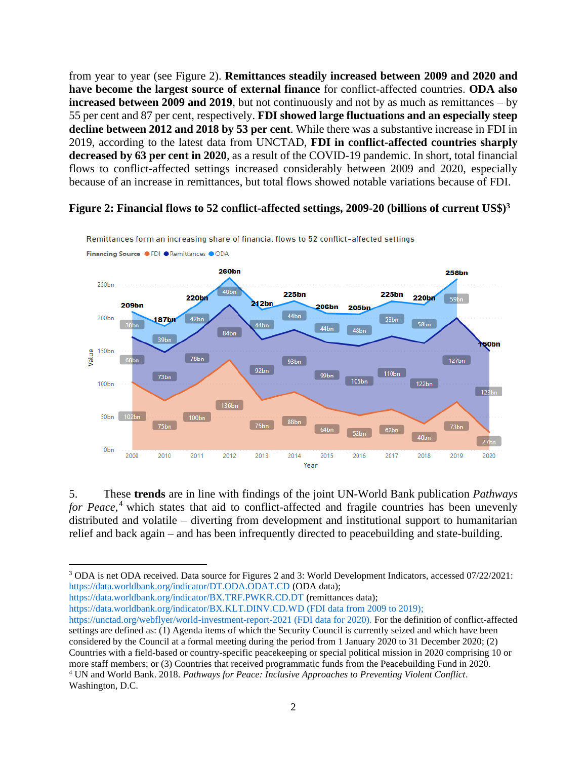from year to year (see Figure 2). **Remittances steadily increased between 2009 and 2020 and have become the largest source of external finance** for conflict-affected countries. **ODA also increased between 2009 and 2019**, but not continuously and not by as much as remittances – by 55 per cent and 87 per cent, respectively. **FDI showed large fluctuations and an especially steep decline between 2012 and 2018 by 53 per cent**. While there was a substantive increase in FDI in 2019, according to the latest data from UNCTAD, **FDI in conflict-affected countries sharply decreased by 63 per cent in 2020**, as a result of the COVID-19 pandemic. In short, total financial flows to conflict-affected settings increased considerably between 2009 and 2020, especially because of an increase in remittances, but total flows showed notable variations because of FDI.

**Figure 2: Financial flows to 52 conflict-affected settings, 2009-20 (billions of current US$)**[3]

Remittances form an increasing share of financial flows to 52 conflict-affected settings

| Year | FDI | Remittances | ODA | Total |
|---|---|---|---|---|
| 2009 | 102bn | 68bn | 38bn | 209bn |
| 2010 | 75bn | 73bn | 39bn | 187bn |
| 2011 | 100bn | 78bn | 42bn | 220bn |
| 2012 | 136bn | 84bn | 40bn | 260bn |
| 2013 | 75bn | 92bn | 44bn | 212bn |
| 2014 | 88bn | 93bn | 44bn | 225bn |
| 2015 | 64bn | 99bn | 44bn | 206bn |
| 2016 | 52bn | 105bn | 48bn | 205bn |
| 2017 | 62bn | 110bn | 53bn | 225bn |
| 2018 | 40bn | 122bn | 58bn | 220bn |
| 2019 | 73bn | 127bn | 59bn | 258bn |
| 2020 | 27bn | 123bn | | 150bn |

5. These **trends** are in line with findings of the joint UN-World Bank publication *Pathways for Peace*,[4] which states that aid to conflict-affected and fragile countries has been unevenly distributed and volatile – diverting from development and institutional support to humanitarian relief and back again – and has been infrequently directed to peacebuilding and state-building.

---

[3] ODA is net ODA received. Data source for Figures 2 and 3: World Development Indicators, accessed 07/22/2021: https://data.worldbank.org/indicator/DT.ODA.ODAT.CD (ODA data); https://data.worldbank.org/indicator/BX.TRF.PWKR.CD.DT (remittances data); https://data.worldbank.org/indicator/BX.KLT.DINV.CD.WD (FDI data from 2009 to 2019); https://unctad.org/webflyer/world-investment-report-2021 (FDI data for 2020). For the definition of conflict-affected settings are defined as: (1) Agenda items of which the Security Council is currently seized and which have been considered by the Council at a formal meeting during the period from 1 January 2020 to 31 December 2020; (2) Countries with a field-based or country-specific peacekeeping or special political mission in 2020 comprising 10 or more staff members; or (3) Countries that received programmatic funds from the Peacebuilding Fund in 2020.

[4] UN and World Bank. 2018. *Pathways for Peace: Inclusive Approaches to Preventing Violent Conflict*. Washington, D.C.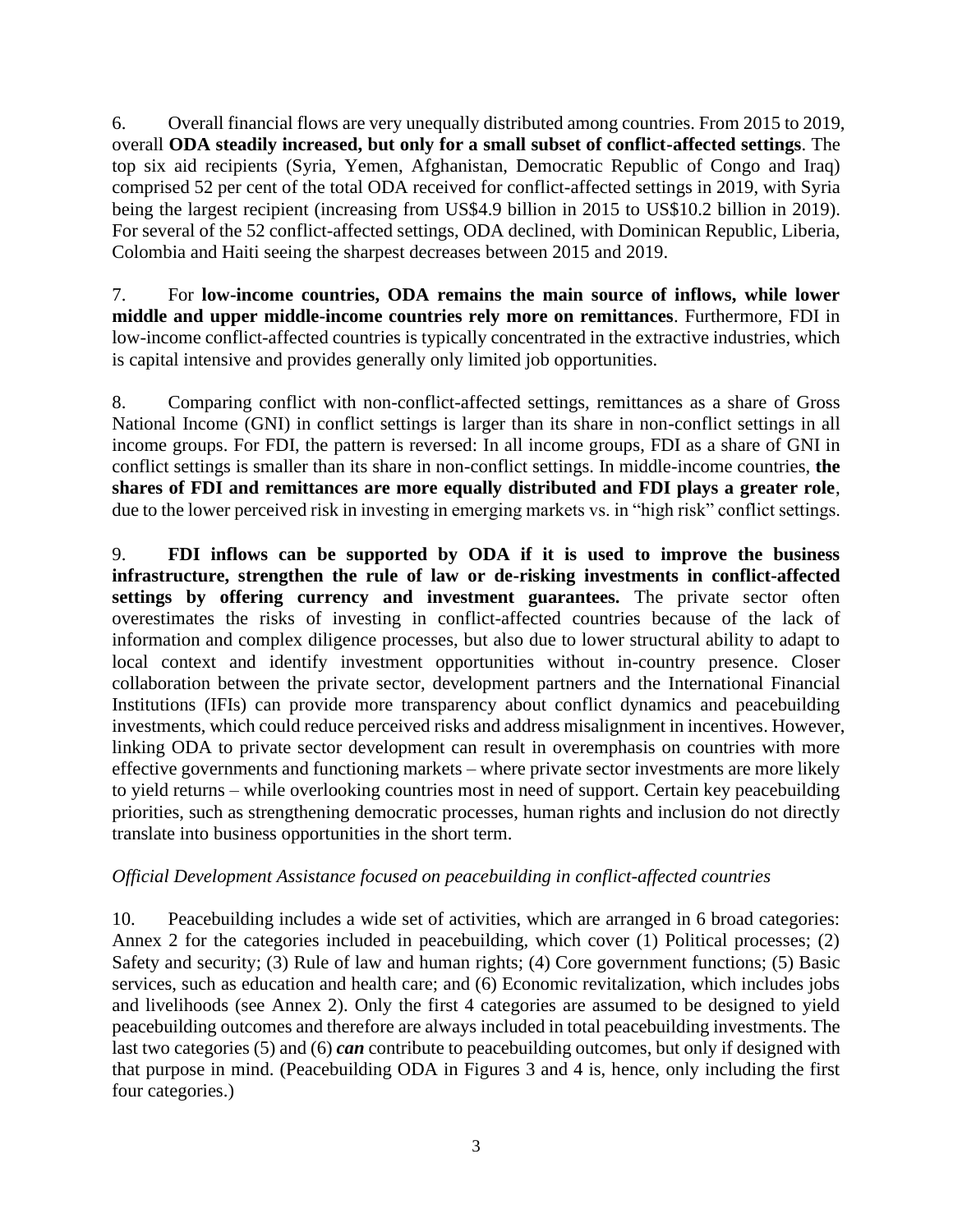6. Overall financial flows are very unequally distributed among countries. From 2015 to 2019, overall **ODA steadily increased, but only for a small subset of conflict-affected settings**. The top six aid recipients (Syria, Yemen, Afghanistan, Democratic Republic of Congo and Iraq) comprised 52 per cent of the total ODA received for conflict-affected settings in 2019, with Syria being the largest recipient (increasing from US$4.9 billion in 2015 to US$10.2 billion in 2019). For several of the 52 conflict-affected settings, ODA declined, with Dominican Republic, Liberia, Colombia and Haiti seeing the sharpest decreases between 2015 and 2019.

7. For **low-income countries, ODA remains the main source of inflows, while lower middle and upper middle-income countries rely more on remittances**. Furthermore, FDI in low-income conflict-affected countries is typically concentrated in the extractive industries, which is capital intensive and provides generally only limited job opportunities.

8. Comparing conflict with non-conflict-affected settings, remittances as a share of Gross National Income (GNI) in conflict settings is larger than its share in non-conflict settings in all income groups. For FDI, the pattern is reversed: In all income groups, FDI as a share of GNI in conflict settings is smaller than its share in non-conflict settings. In middle-income countries, **the shares of FDI and remittances are more equally distributed and FDI plays a greater role**, due to the lower perceived risk in investing in emerging markets vs. in "high risk" conflict settings.

9. **FDI inflows can be supported by ODA if it is used to improve the business infrastructure, strengthen the rule of law or de-risking investments in conflict-affected settings by offering currency and investment guarantees.** The private sector often overestimates the risks of investing in conflict-affected countries because of the lack of information and complex diligence processes, but also due to lower structural ability to adapt to local context and identify investment opportunities without in-country presence. Closer collaboration between the private sector, development partners and the International Financial Institutions (IFIs) can provide more transparency about conflict dynamics and peacebuilding investments, which could reduce perceived risks and address misalignment in incentives. However, linking ODA to private sector development can result in overemphasis on countries with more effective governments and functioning markets – where private sector investments are more likely to yield returns – while overlooking countries most in need of support. Certain key peacebuilding priorities, such as strengthening democratic processes, human rights and inclusion do not directly translate into business opportunities in the short term.

*Official Development Assistance focused on peacebuilding in conflict-affected countries*

10. Peacebuilding includes a wide set of activities, which are arranged in 6 broad categories: Annex 2 for the categories included in peacebuilding, which cover (1) Political processes; (2) Safety and security; (3) Rule of law and human rights; (4) Core government functions; (5) Basic services, such as education and health care; and (6) Economic revitalization, which includes jobs and livelihoods (see Annex 2). Only the first 4 categories are assumed to be designed to yield peacebuilding outcomes and therefore are always included in total peacebuilding investments. The last two categories (5) and (6) ***can*** contribute to peacebuilding outcomes, but only if designed with that purpose in mind. (Peacebuilding ODA in Figures 3 and 4 is, hence, only including the first four categories.)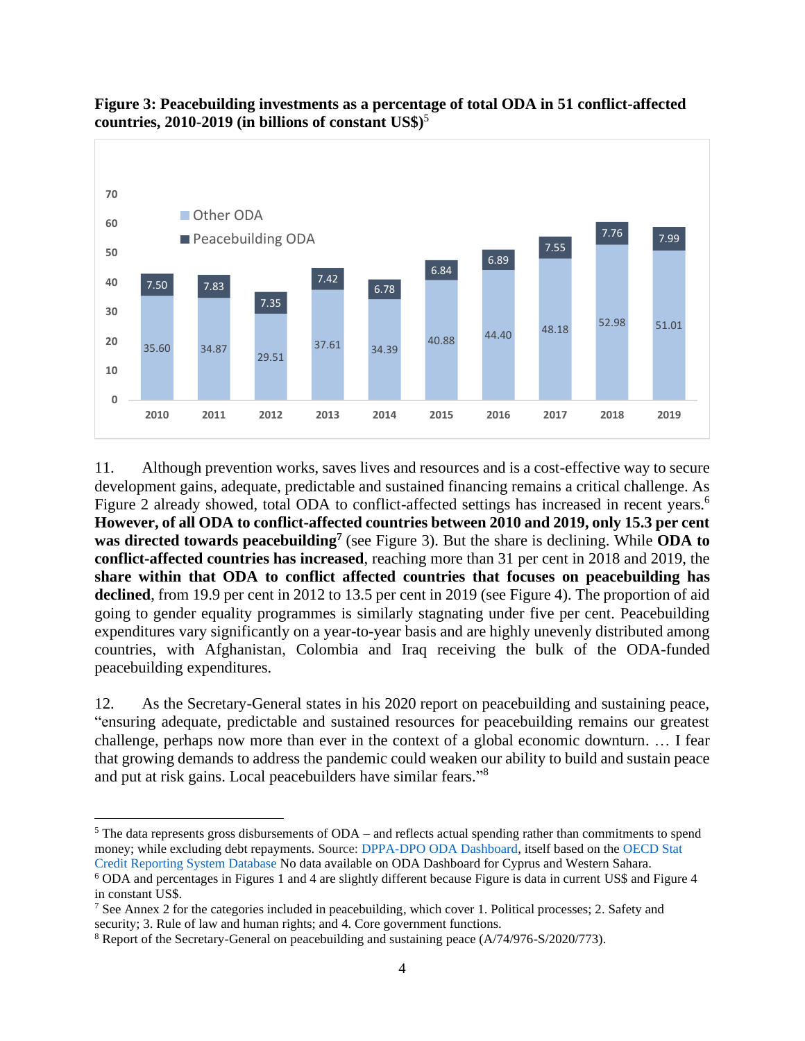**Figure 3: Peacebuilding investments as a percentage of total ODA in 51 conflict-affected countries, 2010-2019 (in billions of constant US$)**[5]

| Year | Other ODA | Peacebuilding ODA |
|---|---|---|
| 2010 | 35.60 | 7.50 |
| 2011 | 34.87 | 7.83 |
| 2012 | 29.51 | 7.35 |
| 2013 | 37.61 | 7.42 |
| 2014 | 34.39 | 6.78 |
| 2015 | 40.88 | 6.84 |
| 2016 | 44.40 | 6.89 |
| 2017 | 48.18 | 7.55 |
| 2018 | 52.98 | 7.76 |
| 2019 | 51.01 | 7.99 |

11. Although prevention works, saves lives and resources and is a cost-effective way to secure development gains, adequate, predictable and sustained financing remains a critical challenge. As Figure 2 already showed, total ODA to conflict-affected settings has increased in recent years.[6] **However, of all ODA to conflict-affected countries between 2010 and 2019, only 15.3 per cent was directed towards peacebuilding**[7] (see Figure 3). But the share is declining. While **ODA to conflict-affected countries has increased**, reaching more than 31 per cent in 2018 and 2019, the **share within that ODA to conflict affected countries that focuses on peacebuilding has declined**, from 19.9 per cent in 2012 to 13.5 per cent in 2019 (see Figure 4). The proportion of aid going to gender equality programmes is similarly stagnating under five per cent. Peacebuilding expenditures vary significantly on a year-to-year basis and are highly unevenly distributed among countries, with Afghanistan, Colombia and Iraq receiving the bulk of the ODA-funded peacebuilding expenditures.

12. As the Secretary-General states in his 2020 report on peacebuilding and sustaining peace, "ensuring adequate, predictable and sustained resources for peacebuilding remains our greatest challenge, perhaps now more than ever in the context of a global economic downturn. … I fear that growing demands to address the pandemic could weaken our ability to build and sustain peace and put at risk gains. Local peacebuilders have similar fears."[8]

---

[5] The data represents gross disbursements of ODA – and reflects actual spending rather than commitments to spend money; while excluding debt repayments. Source: DPPA-DPO ODA Dashboard, itself based on the OECD Stat Credit Reporting System Database No data available on ODA Dashboard for Cyprus and Western Sahara.

[6] ODA and percentages in Figures 1 and 4 are slightly different because Figure is data in current US$ and Figure 4 in constant US$.

[7] See Annex 2 for the categories included in peacebuilding, which cover 1. Political processes; 2. Safety and security; 3. Rule of law and human rights; and 4. Core government functions.

[8] Report of the Secretary-General on peacebuilding and sustaining peace (A/74/976-S/2020/773).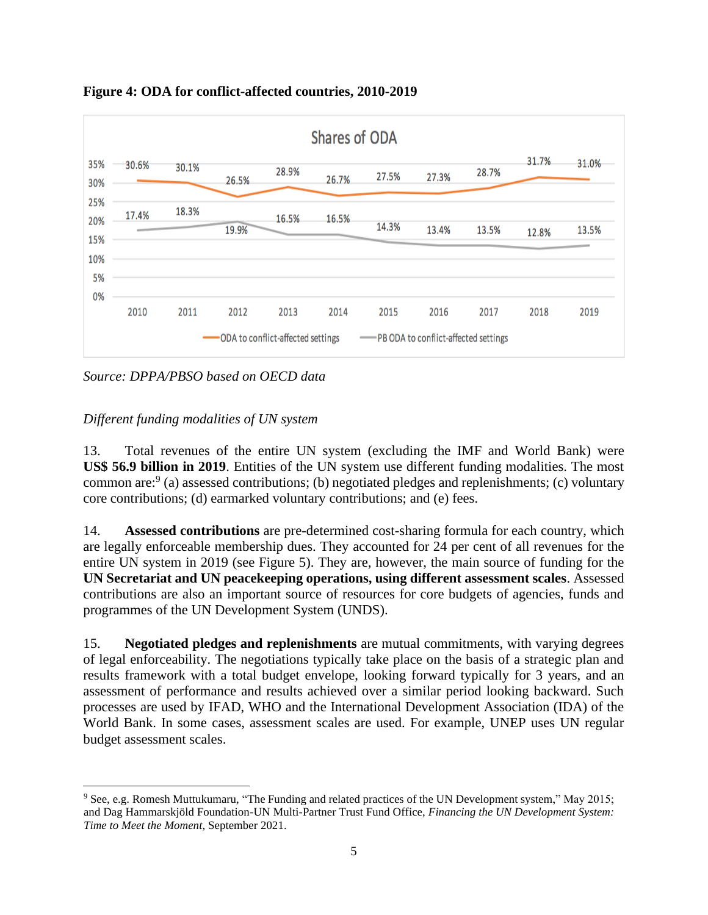**Figure 4: ODA for conflict-affected countries, 2010-2019**

Shares of ODA

| Year | ODA to conflict-affected settings | PB ODA to conflict-affected settings |
|---|---|---|
| 2010 | 30.6% | 17.4% |
| 2011 | 30.1% | 18.3% |
| 2012 | 26.5% | 19.9% |
| 2013 | 28.9% | 16.5% |
| 2014 | 26.7% | 16.5% |
| 2015 | 27.5% | 14.3% |
| 2016 | 27.3% | 13.4% |
| 2017 | 28.7% | 13.5% |
| 2018 | 31.7% | 12.8% |
| 2019 | 31.0% | 13.5% |

*Source: DPPA/PBSO based on OECD data*

*Different funding modalities of UN system*

13. Total revenues of the entire UN system (excluding the IMF and World Bank) were **US$ 56.9 billion in 2019**. Entities of the UN system use different funding modalities. The most common are:[9] (a) assessed contributions; (b) negotiated pledges and replenishments; (c) voluntary core contributions; (d) earmarked voluntary contributions; and (e) fees.

14. **Assessed contributions** are pre-determined cost-sharing formula for each country, which are legally enforceable membership dues. They accounted for 24 per cent of all revenues for the entire UN system in 2019 (see Figure 5). They are, however, the main source of funding for the **UN Secretariat and UN peacekeeping operations, using different assessment scales**. Assessed contributions are also an important source of resources for core budgets of agencies, funds and programmes of the UN Development System (UNDS).

15. **Negotiated pledges and replenishments** are mutual commitments, with varying degrees of legal enforceability. The negotiations typically take place on the basis of a strategic plan and results framework with a total budget envelope, looking forward typically for 3 years, and an assessment of performance and results achieved over a similar period looking backward. Such processes are used by IFAD, WHO and the International Development Association (IDA) of the World Bank. In some cases, assessment scales are used. For example, UNEP uses UN regular budget assessment scales.

[9] See, e.g. Romesh Muttukumaru, "The Funding and related practices of the UN Development system," May 2015; and Dag Hammarskjöld Foundation-UN Multi-Partner Trust Fund Office, *Financing the UN Development System: Time to Meet the Moment*, September 2021.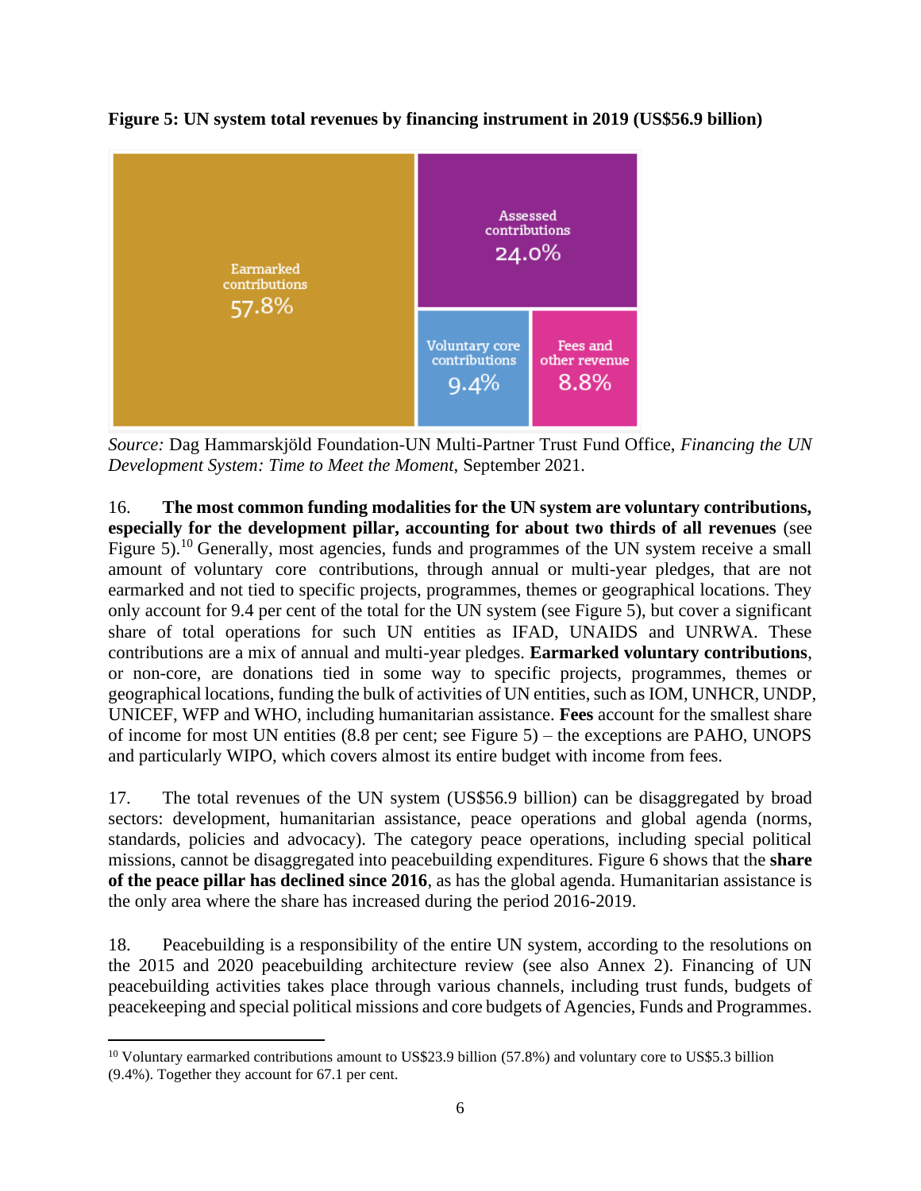**Figure 5: UN system total revenues by financing instrument in 2019 (US$56.9 billion)**

Earmarked contributions 57.8%

Assessed contributions 24.0%

Voluntary core contributions 9.4%

Fees and other revenue 8.8%

*Source:* Dag Hammarskjöld Foundation-UN Multi-Partner Trust Fund Office, *Financing the UN Development System: Time to Meet the Moment*, September 2021.

16. **The most common funding modalities for the UN system are voluntary contributions, especially for the development pillar, accounting for about two thirds of all revenues** (see Figure 5).[10] Generally, most agencies, funds and programmes of the UN system receive a small amount of voluntary core contributions, through annual or multi-year pledges, that are not earmarked and not tied to specific projects, programmes, themes or geographical locations. They only account for 9.4 per cent of the total for the UN system (see Figure 5), but cover a significant share of total operations for such UN entities as IFAD, UNAIDS and UNRWA. These contributions are a mix of annual and multi-year pledges. **Earmarked voluntary contributions**, or non-core, are donations tied in some way to specific projects, programmes, themes or geographical locations, funding the bulk of activities of UN entities, such as IOM, UNHCR, UNDP, UNICEF, WFP and WHO, including humanitarian assistance. **Fees** account for the smallest share of income for most UN entities (8.8 per cent; see Figure 5) – the exceptions are PAHO, UNOPS and particularly WIPO, which covers almost its entire budget with income from fees.

17. The total revenues of the UN system (US$56.9 billion) can be disaggregated by broad sectors: development, humanitarian assistance, peace operations and global agenda (norms, standards, policies and advocacy). The category peace operations, including special political missions, cannot be disaggregated into peacebuilding expenditures. Figure 6 shows that the **share of the peace pillar has declined since 2016**, as has the global agenda. Humanitarian assistance is the only area where the share has increased during the period 2016-2019.

18. Peacebuilding is a responsibility of the entire UN system, according to the resolutions on the 2015 and 2020 peacebuilding architecture review (see also Annex 2). Financing of UN peacebuilding activities takes place through various channels, including trust funds, budgets of peacekeeping and special political missions and core budgets of Agencies, Funds and Programmes.

---

[10] Voluntary earmarked contributions amount to US$23.9 billion (57.8%) and voluntary core to US$5.3 billion (9.4%). Together they account for 67.1 per cent.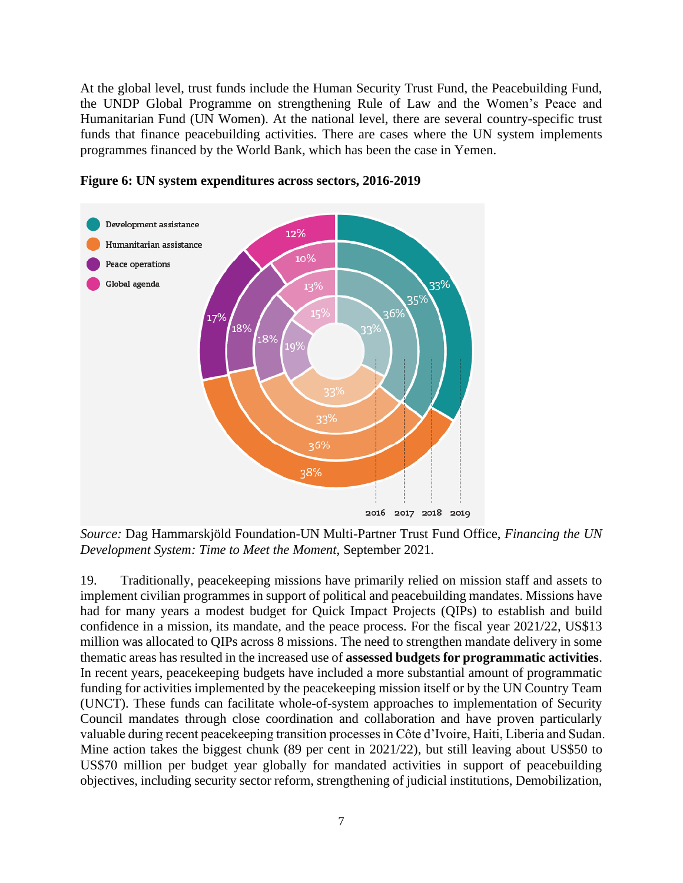At the global level, trust funds include the Human Security Trust Fund, the Peacebuilding Fund, the UNDP Global Programme on strengthening Rule of Law and the Women's Peace and Humanitarian Fund (UN Women). At the national level, there are several country-specific trust funds that finance peacebuilding activities. There are cases where the UN system implements programmes financed by the World Bank, which has been the case in Yemen.

**Figure 6: UN system expenditures across sectors, 2016-2019**

| Year | Development assistance | Humanitarian assistance | Peace operations | Global agenda |
|---|---|---|---|---|
| 2016 | 33% | 33% | 19% | 15% |
| 2017 | 36% | 33% | 18% | 13% |
| 2018 | 35% | 36% | 18% | 10% |
| 2019 | 33% | 38% | 17% | 12% |

*Source:* Dag Hammarskjöld Foundation-UN Multi-Partner Trust Fund Office, *Financing the UN Development System: Time to Meet the Moment*, September 2021.

19. Traditionally, peacekeeping missions have primarily relied on mission staff and assets to implement civilian programmes in support of political and peacebuilding mandates. Missions have had for many years a modest budget for Quick Impact Projects (QIPs) to establish and build confidence in a mission, its mandate, and the peace process. For the fiscal year 2021/22, US$13 million was allocated to QIPs across 8 missions. The need to strengthen mandate delivery in some thematic areas has resulted in the increased use of **assessed budgets for programmatic activities**. In recent years, peacekeeping budgets have included a more substantial amount of programmatic funding for activities implemented by the peacekeeping mission itself or by the UN Country Team (UNCT). These funds can facilitate whole-of-system approaches to implementation of Security Council mandates through close coordination and collaboration and have proven particularly valuable during recent peacekeeping transition processes in Côte d'Ivoire, Haiti, Liberia and Sudan. Mine action takes the biggest chunk (89 per cent in 2021/22), but still leaving about US$50 to US$70 million per budget year globally for mandated activities in support of peacebuilding objectives, including security sector reform, strengthening of judicial institutions, Demobilization,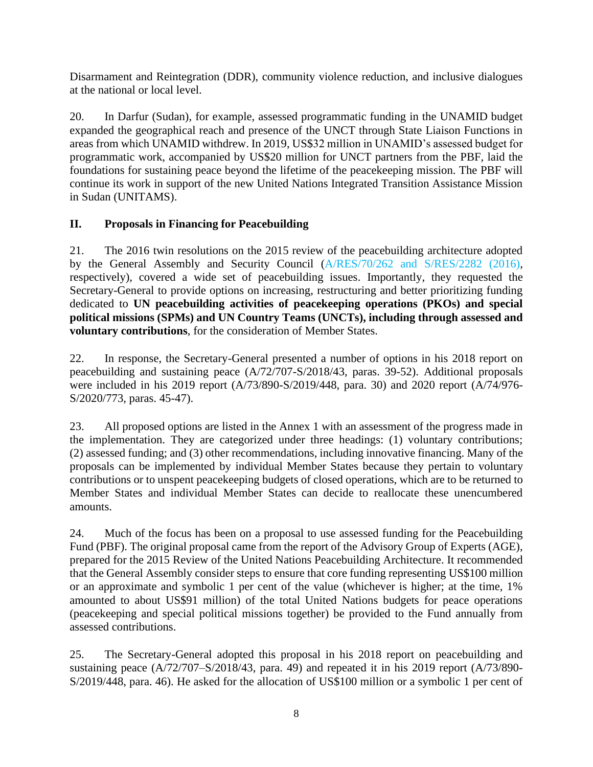Disarmament and Reintegration (DDR), community violence reduction, and inclusive dialogues at the national or local level.

20. In Darfur (Sudan), for example, assessed programmatic funding in the UNAMID budget expanded the geographical reach and presence of the UNCT through State Liaison Functions in areas from which UNAMID withdrew. In 2019, US$32 million in UNAMID's assessed budget for programmatic work, accompanied by US$20 million for UNCT partners from the PBF, laid the foundations for sustaining peace beyond the lifetime of the peacekeeping mission. The PBF will continue its work in support of the new United Nations Integrated Transition Assistance Mission in Sudan (UNITAMS).

## II. Proposals in Financing for Peacebuilding

21. The 2016 twin resolutions on the 2015 review of the peacebuilding architecture adopted by the General Assembly and Security Council (A/RES/70/262 and S/RES/2282 (2016), respectively), covered a wide set of peacebuilding issues. Importantly, they requested the Secretary-General to provide options on increasing, restructuring and better prioritizing funding dedicated to **UN peacebuilding activities of peacekeeping operations (PKOs) and special political missions (SPMs) and UN Country Teams (UNCTs), including through assessed and voluntary contributions**, for the consideration of Member States.

22. In response, the Secretary-General presented a number of options in his 2018 report on peacebuilding and sustaining peace (A/72/707-S/2018/43, paras. 39-52). Additional proposals were included in his 2019 report (A/73/890-S/2019/448, para. 30) and 2020 report (A/74/976-S/2020/773, paras. 45-47).

23. All proposed options are listed in the Annex 1 with an assessment of the progress made in the implementation. They are categorized under three headings: (1) voluntary contributions; (2) assessed funding; and (3) other recommendations, including innovative financing. Many of the proposals can be implemented by individual Member States because they pertain to voluntary contributions or to unspent peacekeeping budgets of closed operations, which are to be returned to Member States and individual Member States can decide to reallocate these unencumbered amounts.

24. Much of the focus has been on a proposal to use assessed funding for the Peacebuilding Fund (PBF). The original proposal came from the report of the Advisory Group of Experts (AGE), prepared for the 2015 Review of the United Nations Peacebuilding Architecture. It recommended that the General Assembly consider steps to ensure that core funding representing US$100 million or an approximate and symbolic 1 per cent of the value (whichever is higher; at the time, 1% amounted to about US$91 million) of the total United Nations budgets for peace operations (peacekeeping and special political missions together) be provided to the Fund annually from assessed contributions.

25. The Secretary-General adopted this proposal in his 2018 report on peacebuilding and sustaining peace (A/72/707–S/2018/43, para. 49) and repeated it in his 2019 report (A/73/890-S/2019/448, para. 46). He asked for the allocation of US$100 million or a symbolic 1 per cent of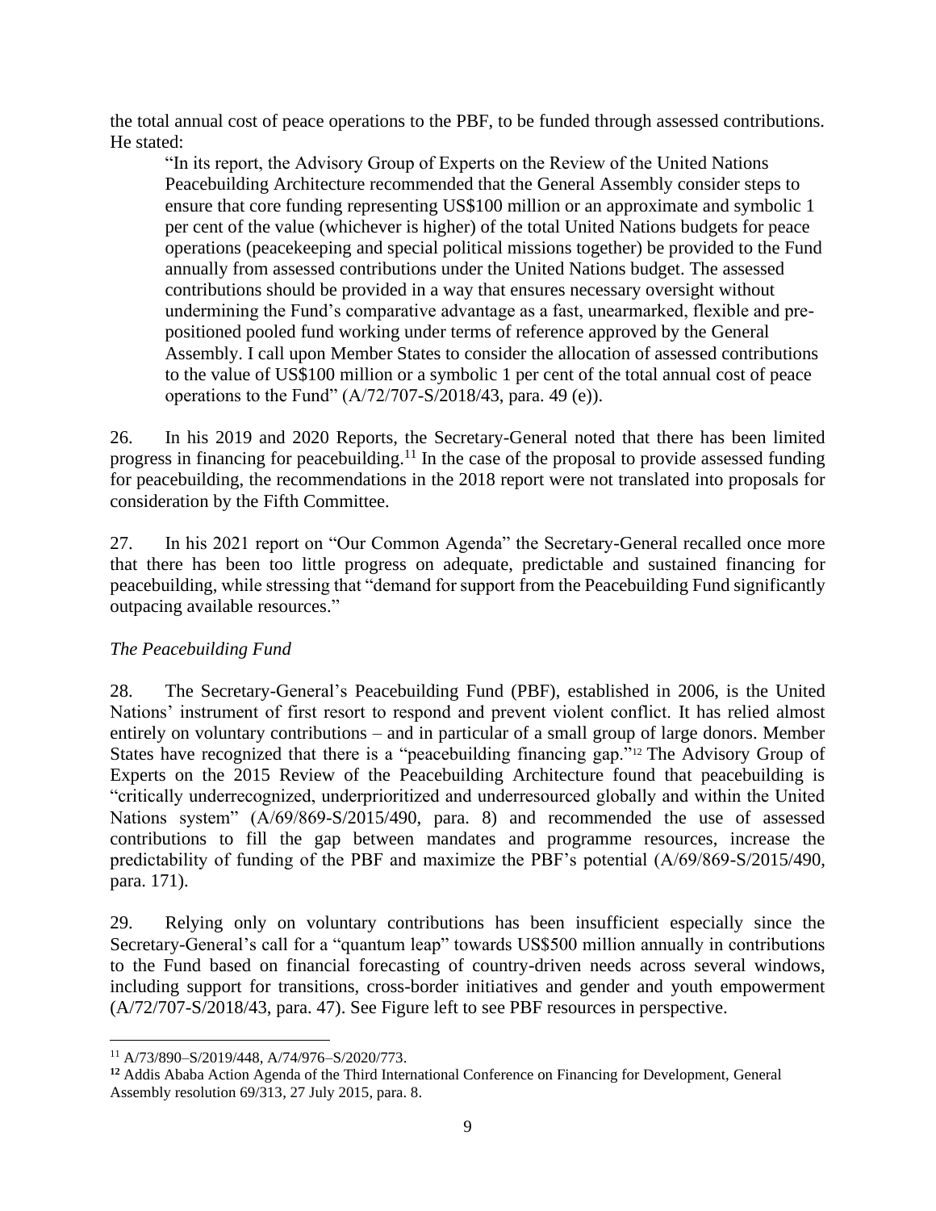the total annual cost of peace operations to the PBF, to be funded through assessed contributions. He stated:

> "In its report, the Advisory Group of Experts on the Review of the United Nations Peacebuilding Architecture recommended that the General Assembly consider steps to ensure that core funding representing US$100 million or an approximate and symbolic 1 per cent of the value (whichever is higher) of the total United Nations budgets for peace operations (peacekeeping and special political missions together) be provided to the Fund annually from assessed contributions under the United Nations budget. The assessed contributions should be provided in a way that ensures necessary oversight without undermining the Fund's comparative advantage as a fast, unearmarked, flexible and pre-positioned pooled fund working under terms of reference approved by the General Assembly. I call upon Member States to consider the allocation of assessed contributions to the value of US$100 million or a symbolic 1 per cent of the total annual cost of peace operations to the Fund" (A/72/707-S/2018/43, para. 49 (e)).

26. In his 2019 and 2020 Reports, the Secretary-General noted that there has been limited progress in financing for peacebuilding.[11] In the case of the proposal to provide assessed funding for peacebuilding, the recommendations in the 2018 report were not translated into proposals for consideration by the Fifth Committee.

27. In his 2021 report on "Our Common Agenda" the Secretary-General recalled once more that there has been too little progress on adequate, predictable and sustained financing for peacebuilding, while stressing that "demand for support from the Peacebuilding Fund significantly outpacing available resources."

*The Peacebuilding Fund*

28. The Secretary-General's Peacebuilding Fund (PBF), established in 2006, is the United Nations' instrument of first resort to respond and prevent violent conflict. It has relied almost entirely on voluntary contributions – and in particular of a small group of large donors. Member States have recognized that there is a "peacebuilding financing gap."[12] The Advisory Group of Experts on the 2015 Review of the Peacebuilding Architecture found that peacebuilding is "critically underrecognized, underprioritized and underresourced globally and within the United Nations system" (A/69/869-S/2015/490, para. 8) and recommended the use of assessed contributions to fill the gap between mandates and programme resources, increase the predictability of funding of the PBF and maximize the PBF's potential (A/69/869-S/2015/490, para. 171).

29. Relying only on voluntary contributions has been insufficient especially since the Secretary-General's call for a "quantum leap" towards US$500 million annually in contributions to the Fund based on financial forecasting of country-driven needs across several windows, including support for transitions, cross-border initiatives and gender and youth empowerment (A/72/707-S/2018/43, para. 47). See Figure left to see PBF resources in perspective.

---

[11] A/73/890–S/2019/448, A/74/976–S/2020/773.

[12] Addis Ababa Action Agenda of the Third International Conference on Financing for Development, General Assembly resolution 69/313, 27 July 2015, para. 8.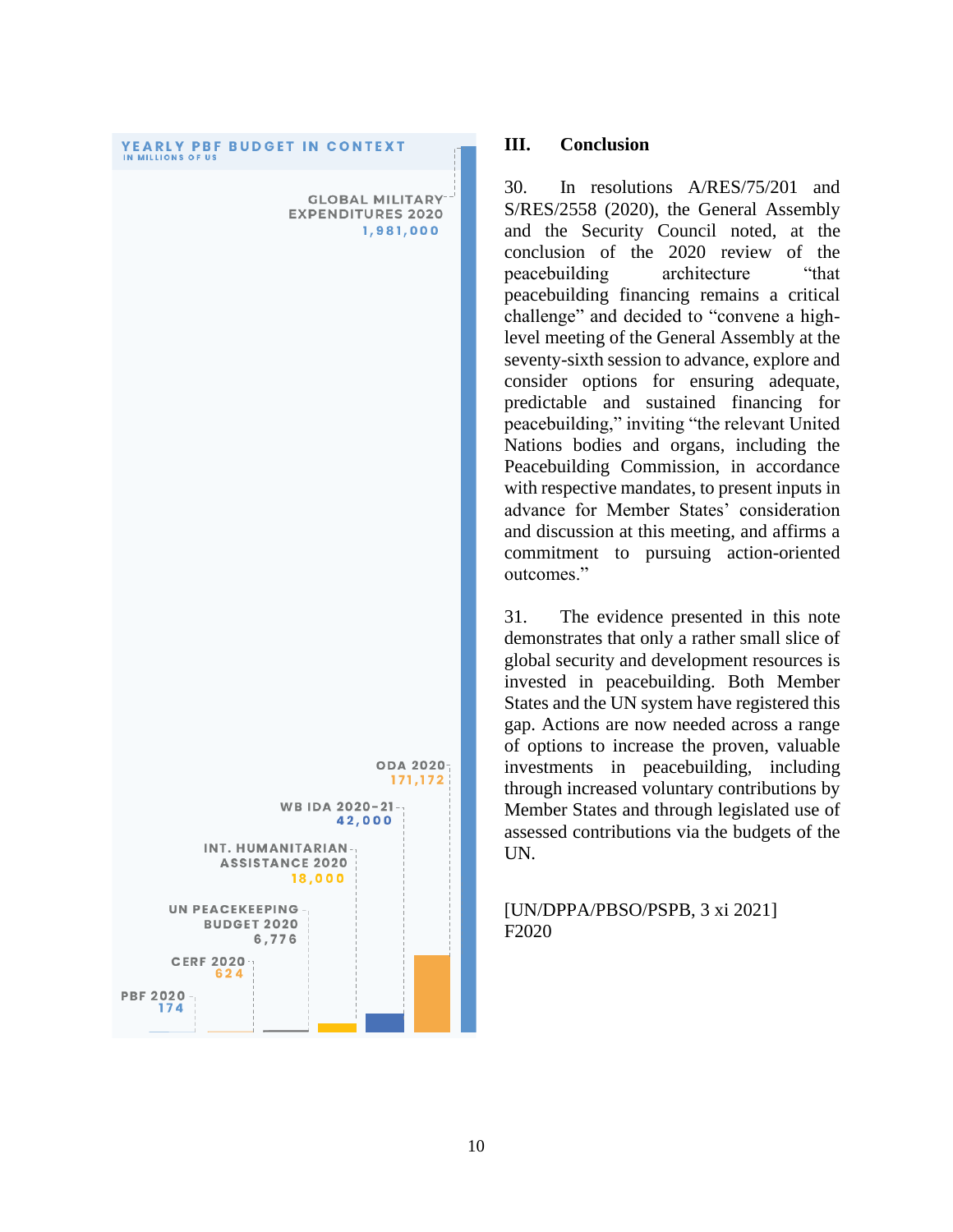**YEARLY PBF BUDGET IN CONTEXT**
IN MILLIONS OF US

| Item | Amount |
|---|---|
| GLOBAL MILITARY EXPENDITURES 2020 | 1,981,000 |
| ODA 2020 | 171,172 |
| WB IDA 2020-21 | 42,000 |
| INT. HUMANITARIAN ASSISTANCE 2020 | 18,000 |
| UN PEACEKEEPING BUDGET 2020 | 6,776 |
| CERF 2020 | 624 |
| PBF 2020 | 174 |

## III. Conclusion

30. In resolutions A/RES/75/201 and S/RES/2558 (2020), the General Assembly and the Security Council noted, at the conclusion of the 2020 review of the peacebuilding architecture "that peacebuilding financing remains a critical challenge" and decided to "convene a high-level meeting of the General Assembly at the seventy-sixth session to advance, explore and consider options for ensuring adequate, predictable and sustained financing for peacebuilding," inviting "the relevant United Nations bodies and organs, including the Peacebuilding Commission, in accordance with respective mandates, to present inputs in advance for Member States' consideration and discussion at this meeting, and affirms a commitment to pursuing action-oriented outcomes."

31. The evidence presented in this note demonstrates that only a rather small slice of global security and development resources is invested in peacebuilding. Both Member States and the UN system have registered this gap. Actions are now needed across a range of options to increase the proven, valuable investments in peacebuilding, including through increased voluntary contributions by Member States and through legislated use of assessed contributions via the budgets of the UN.

[UN/DPPA/PBSO/PSPB, 3 xi 2021]
F2020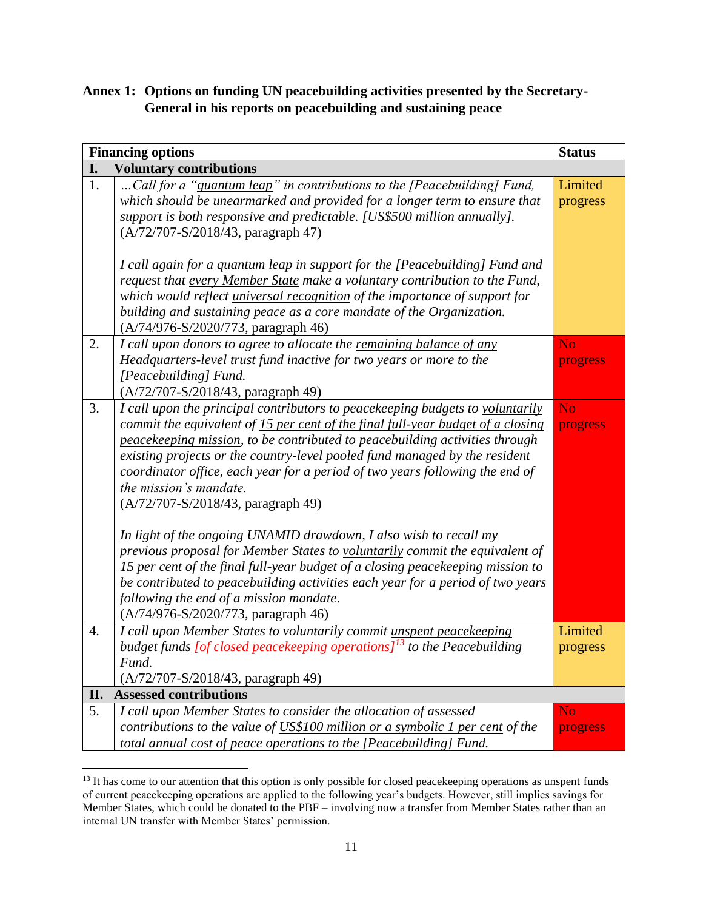**Annex 1: Options on funding UN peacebuilding activities presented by the Secretary-General in his reports on peacebuilding and sustaining peace**

| | Financing options | Status |
|---|---|---|
| **I.** | **Voluntary contributions** | |
| 1. | *…Call for a "quantum leap" in contributions to the [Peacebuilding] Fund, which should be unearmarked and provided for a longer term to ensure that support is both responsive and predictable. [US$500 million annually].* (A/72/707-S/2018/43, paragraph 47)<br><br>*I call again for a quantum leap in support for the [Peacebuilding] Fund and request that every Member State make a voluntary contribution to the Fund, which would reflect universal recognition of the importance of support for building and sustaining peace as a core mandate of the Organization.* (A/74/976-S/2020/773, paragraph 46) | Limited progress |
| 2. | *I call upon donors to agree to allocate the remaining balance of any Headquarters-level trust fund inactive for two years or more to the [Peacebuilding] Fund.* (A/72/707-S/2018/43, paragraph 49) | No progress |
| 3. | *I call upon the principal contributors to peacekeeping budgets to voluntarily commit the equivalent of 15 per cent of the final full-year budget of a closing peacekeeping mission, to be contributed to peacebuilding activities through existing projects or the country-level pooled fund managed by the resident coordinator office, each year for a period of two years following the end of the mission's mandate.* (A/72/707-S/2018/43, paragraph 49)<br><br>*In light of the ongoing UNAMID drawdown, I also wish to recall my previous proposal for Member States to voluntarily commit the equivalent of 15 per cent of the final full-year budget of a closing peacekeeping mission to be contributed to peacebuilding activities each year for a period of two years following the end of a mission mandate.* (A/74/976-S/2020/773, paragraph 46) | No progress |
| 4. | *I call upon Member States to voluntarily commit unspent peacekeeping budget funds [of closed peacekeeping operations][13] to the Peacebuilding Fund.* (A/72/707-S/2018/43, paragraph 49) | Limited progress |
| **II.** | **Assessed contributions** | |
| 5. | *I call upon Member States to consider the allocation of assessed contributions to the value of US$100 million or a symbolic 1 per cent of the total annual cost of peace operations to the [Peacebuilding] Fund.* | No progress |

[13] It has come to our attention that this option is only possible for closed peacekeeping operations as unspent funds of current peacekeeping operations are applied to the following year's budgets. However, still implies savings for Member States, which could be donated to the PBF – involving now a transfer from Member States rather than an internal UN transfer with Member States' permission.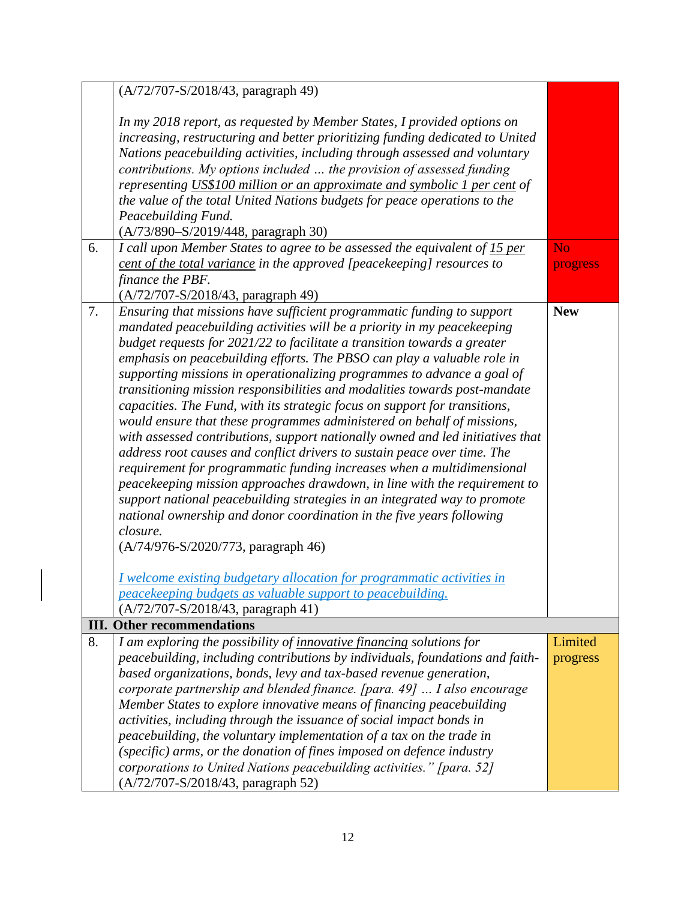|  |  |  |
|---|---|---|
|  | (A/72/707-S/2018/43, paragraph 49)<br><br>*In my 2018 report, as requested by Member States, I provided options on increasing, restructuring and better prioritizing funding dedicated to United Nations peacebuilding activities, including through assessed and voluntary contributions. My options included … the provision of assessed funding representing <u>US$100 million or an approximate and symbolic 1 per cent</u> of the value of the total United Nations budgets for peace operations to the Peacebuilding Fund.*<br>(A/73/890–S/2019/448, paragraph 30) |  |
| 6. | *I call upon Member States to agree to be assessed the equivalent of <u>15 per cent of the total variance</u> in the approved [peacekeeping] resources to finance the PBF.*<br>(A/72/707-S/2018/43, paragraph 49) | No progress |
| 7. | *Ensuring that missions have sufficient programmatic funding to support mandated peacebuilding activities will be a priority in my peacekeeping budget requests for 2021/22 to facilitate a transition towards a greater emphasis on peacebuilding efforts. The PBSO can play a valuable role in supporting missions in operationalizing programmes to advance a goal of transitioning mission responsibilities and modalities towards post-mandate capacities. The Fund, with its strategic focus on support for transitions, would ensure that these programmes administered on behalf of missions, with assessed contributions, support nationally owned and led initiatives that address root causes and conflict drivers to sustain peace over time. The requirement for programmatic funding increases when a multidimensional peacekeeping mission approaches drawdown, in line with the requirement to support national peacebuilding strategies in an integrated way to promote national ownership and donor coordination in the five years following closure.*<br>(A/74/976-S/2020/773, paragraph 46)<br><br>*<u>I welcome existing budgetary allocation for programmatic activities in peacekeeping budgets as valuable support to peacebuilding.</u>*<br>(A/72/707-S/2018/43, paragraph 41) | **New** |
| **III.** | **Other recommendations** |  |
| 8. | *I am exploring the possibility of <u>innovative financing</u> solutions for peacebuilding, including contributions by individuals, foundations and faith-based organizations, bonds, levy and tax-based revenue generation, corporate partnership and blended finance. [para. 49] … I also encourage Member States to explore innovative means of financing peacebuilding activities, including through the issuance of social impact bonds in peacebuilding, the voluntary implementation of a tax on the trade in (specific) arms, or the donation of fines imposed on defence industry corporations to United Nations peacebuilding activities." [para. 52]*<br>(A/72/707-S/2018/43, paragraph 52) | Limited progress |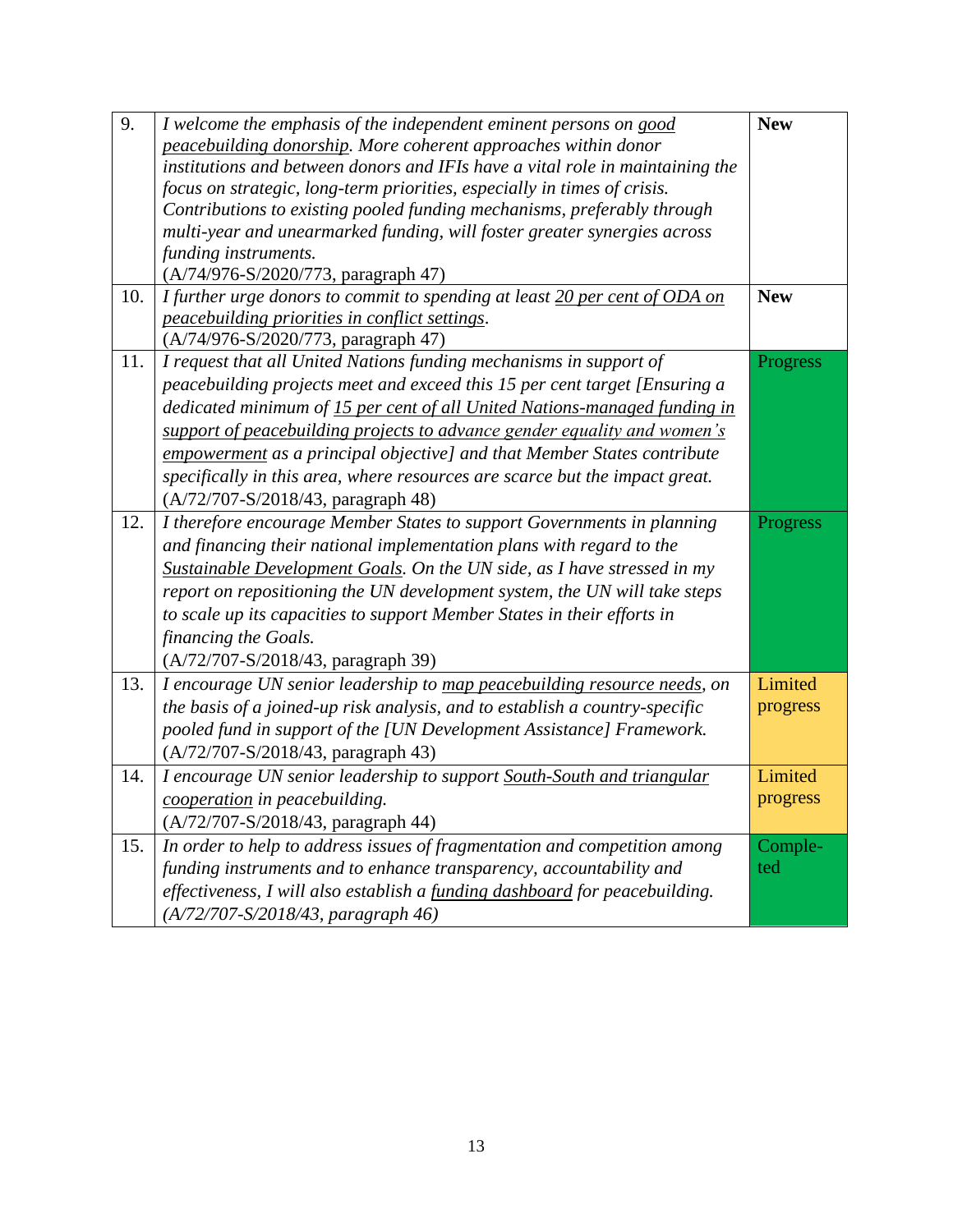| | | |
|---|---|---|
| 9. | *I welcome the emphasis of the independent eminent persons on <u>good peacebuilding donorship</u>. More coherent approaches within donor institutions and between donors and IFIs have a vital role in maintaining the focus on strategic, long-term priorities, especially in times of crisis. Contributions to existing pooled funding mechanisms, preferably through multi-year and unearmarked funding, will foster greater synergies across funding instruments.* (A/74/976-S/2020/773, paragraph 47) | **New** |
| 10. | *I further urge donors to commit to spending at least <u>20 per cent of ODA on peacebuilding priorities in conflict settings</u>.* (A/74/976-S/2020/773, paragraph 47) | **New** |
| 11. | *I request that all United Nations funding mechanisms in support of peacebuilding projects meet and exceed this 15 per cent target [Ensuring a dedicated minimum of <u>15 per cent of all United Nations-managed funding in support of peacebuilding projects to advance gender equality and women's empowerment</u> as a principal objective] and that Member States contribute specifically in this area, where resources are scarce but the impact great.* (A/72/707-S/2018/43, paragraph 48) | Progress |
| 12. | *I therefore encourage Member States to support Governments in planning and financing their national implementation plans with regard to the <u>Sustainable Development Goals</u>. On the UN side, as I have stressed in my report on repositioning the UN development system, the UN will take steps to scale up its capacities to support Member States in their efforts in financing the Goals.* (A/72/707-S/2018/43, paragraph 39) | Progress |
| 13. | *I encourage UN senior leadership to <u>map peacebuilding resource needs</u>, on the basis of a joined-up risk analysis, and to establish a country-specific pooled fund in support of the [UN Development Assistance] Framework.* (A/72/707-S/2018/43, paragraph 43) | Limited progress |
| 14. | *I encourage UN senior leadership to support <u>South-South and triangular cooperation</u> in peacebuilding.* (A/72/707-S/2018/43, paragraph 44) | Limited progress |
| 15. | *In order to help to address issues of fragmentation and competition among funding instruments and to enhance transparency, accountability and effectiveness, I will also establish a <u>funding dashboard</u> for peacebuilding. (A/72/707-S/2018/43, paragraph 46)* | Completed |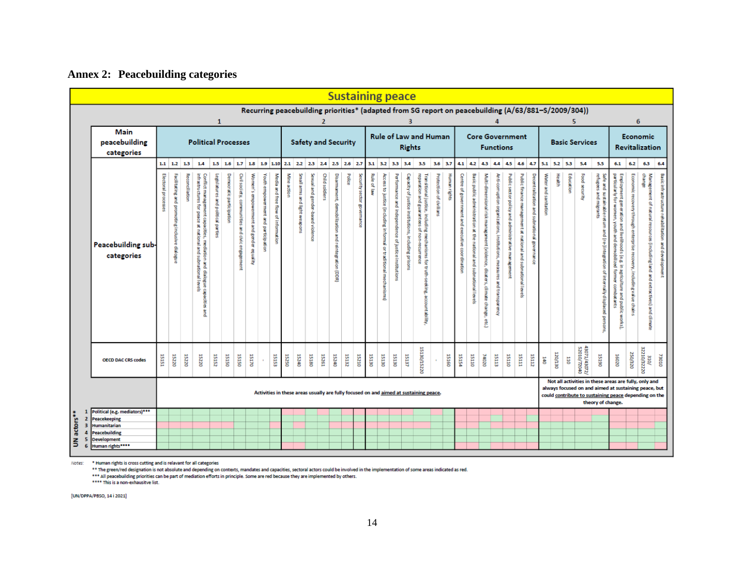## Annex 2: Peacebuilding categories

**Sustaining peace**

**Recurring peacebuilding priorities* (adapted from SG report on peacebuilding (A/63/881–S/2009/304))**

| Main peacebuilding categories | No. | Peacebuilding sub-categories | OECD DAC CRS codes |
|---|---|---|---|
| 1 Political Processes | 1.1 | Electoral processes | 15151 |
| | 1.2 | Facilitating and promoting inclusive dialogue | 15220 |
| | 1.3 | Reconciliation | 15220 |
| | 1.4 | Conflict management capacities, mediation and dialogue capacities and infrastructures for peace at national and subnational levels | 15220 |
| | 1.5 | Legislatures and political parties | 15152 |
| | 1.6 | Democratic participation | 15150 |
| | 1.7 | Civil society, communities and civic engagement | 15150 |
| | 1.8 | Women's empowerment and gender equality | 15170 |
| | 1.9 | Youth empowerment and participation | - |
| | 1.10 | Media and free flow of information | 15153 |
| 2 Safety and Security | 2.1 | Mine action | 15250 |
| | 2.2 | Small arms and light weapons | 15240 |
| | 2.3 | Sexual and gender-based violence | 15180 |
| | 2.4 | Child soldiers | 15261 |
| | 2.5 | Disarmament, demobilization and reintegration (DDR) | 15240 |
| | 2.6 | Police | 15132 |
| | 2.7 | Security sector governance | 15210 |
| 3 Rule of Law and Human Rights | 3.1 | Rule of law | 15130 |
| | 3.2 | Access to justice (including informal or traditional mechanisms) | 15130 |
| | 3.3 | Performance and independence of justice institutions | 15130 |
| | 3.4 | Capacity of justice institutions, including prisons | 15137 |
| | 3.5 | Transitional justice, including mechanisms for truth-seeking, accountability, reparation and guarantees of non-recurrence | 15130/15220 |
| | 3.6 | Protection of civilians | - |
| | 3.7 | Human rights | 15160 |
| 4 Core Government Functions | 4.1 | Centre of government and executive coordination | 15154 |
| | 4.2 | Basic public administration at the national and subnational levels | 15110 |
| | 4.3 | Multi-dimensional risk management (violence, disasters, climate change, etc.) | 74020 |
| | 4.4 | Anti-corruption organizations, institutions, measures and transparency | 15113 |
| | 4.5 | Public sector policy and administrative management | 15110 |
| | 4.6 | Public finance management at national and subnational levels | 15111 |
| | 4.7 | Decentralization and subnational governance | 15112 |
| 5 Basic Services | 5.1 | Water and sanitation | 140 |
| | 5.2 | Health | 120/130 |
| | 5.3 | Education | 110 |
| | 5.4 | Food security | 43071/43072/52010/72040 |
| | 5.5 | Safe and sustainable return and (re)integration of internally displaced persons, refugees and migrants | 15190 |
| 6 Economic Revitalization | 6.1 | Employment generation and livelihoods (e.g. in agriculture and public works), particularly for women, youth and demobilized former combatants | 16020 |
| | 6.2 | Economic recovery through enterprise recovery, including value chains | 250/320 |
| | 6.3 | Management of natural resources (including land and extractives) and climate change | 310/32210/32220 |
| | 6.4 | Basic infrastructure rehabilitation and development | 73010 |

Categories 1–4: Activities in these areas usually are fully focused on and aimed at sustaining peace.

Categories 5–6: Not all activities in these areas are fully, only and always focused on and aimed at sustaining peace, but could contribute to sustaining peace depending on the theory of change.

**UN actors****
1. Political (e.g. mediators)***
2. Peacekeeping
3. Humanitarian
4. Peacebuilding
5. Development
6. Human rights****

*Notes:* * Human rights is cross cutting and is relevant for all categories
** The green/red designation is not absolute and depending on contexts, mandates and capacities, sectoral actors could be involved in the implementation of some areas indicated as red.
*** All peacebuilding priorities can be part of mediation efforts in principle. Some are red because they are implemented by others.
**** This is a non-exhausitve list.

[UN/DPPA/PBSO, 14 i 2021]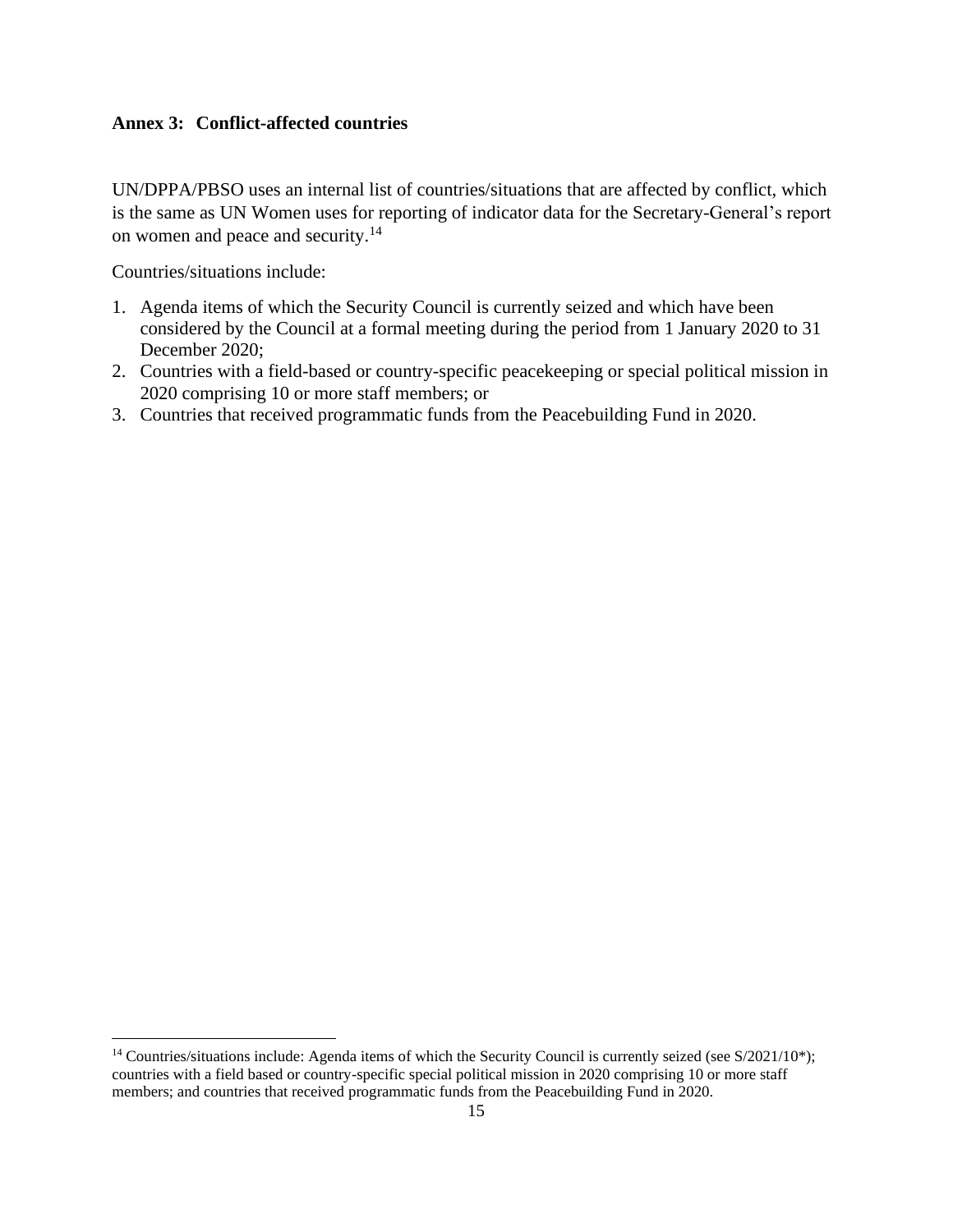### Annex 3: Conflict-affected countries

UN/DPPA/PBSO uses an internal list of countries/situations that are affected by conflict, which is the same as UN Women uses for reporting of indicator data for the Secretary-General's report on women and peace and security.[14]

Countries/situations include:

1. Agenda items of which the Security Council is currently seized and which have been considered by the Council at a formal meeting during the period from 1 January 2020 to 31 December 2020;
2. Countries with a field-based or country-specific peacekeeping or special political mission in 2020 comprising 10 or more staff members; or
3. Countries that received programmatic funds from the Peacebuilding Fund in 2020.

[14] Countries/situations include: Agenda items of which the Security Council is currently seized (see S/2021/10*); countries with a field based or country-specific special political mission in 2020 comprising 10 or more staff members; and countries that received programmatic funds from the Peacebuilding Fund in 2020.